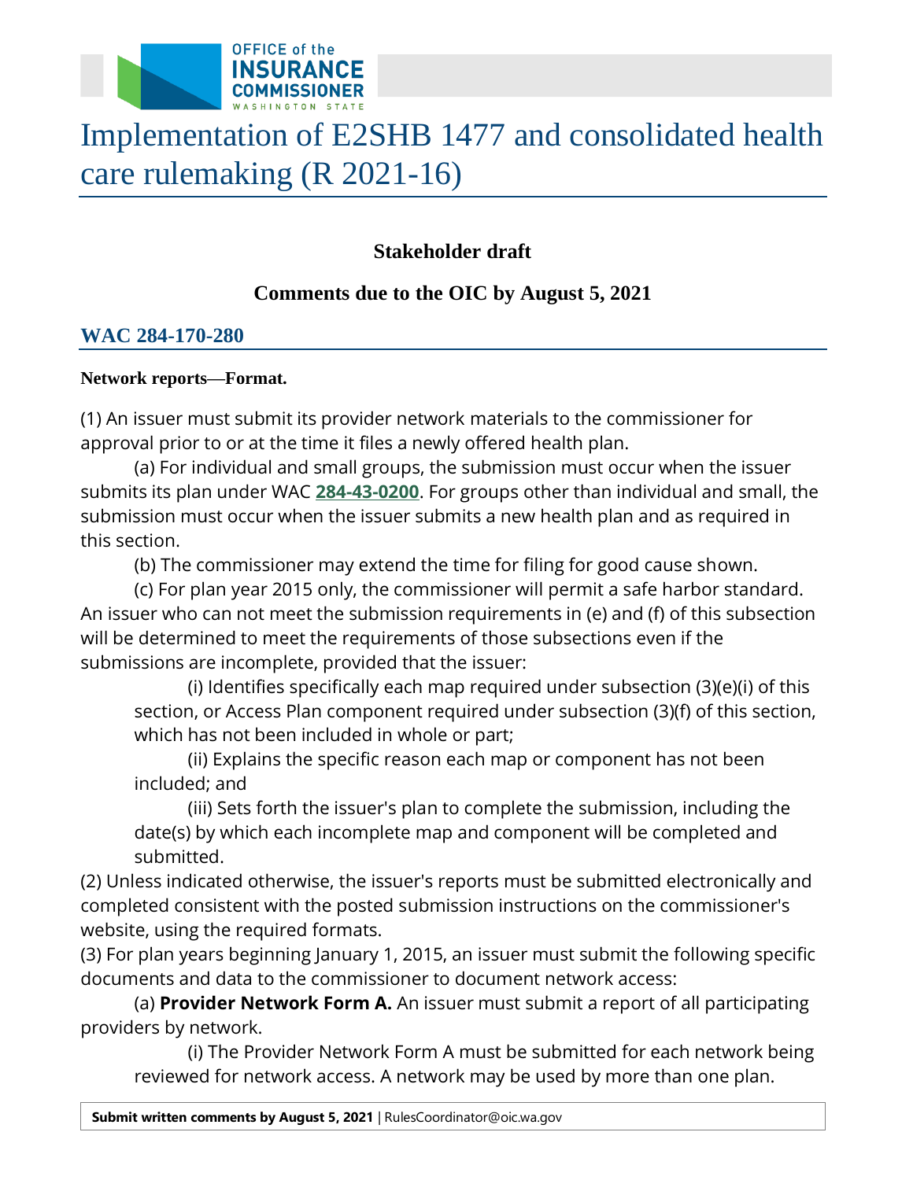# Implementation of E2SHB 1477 and consolidated health care rulemaking (R 2021-16)

**Stakeholder draft**

**Comments due to the OIC by August 5, 2021**

## WAC 284-170-280

**Network reports—Format.**

(1) An issuer must submit its provider network materials to the commissioner for approval prior to or at the time it files a newly offered health plan.

(a) For individual and small groups, the submission must occur when the issuer submits its plan under WAC **284-43-0200**. For groups other than individual and small, the submission must occur when the issuer submits a new health plan and as required in this section.

(b) The commissioner may extend the time for filing for good cause shown.

(c) For plan year 2015 only, the commissioner will permit a safe harbor standard. An issuer who can not meet the submission requirements in (e) and (f) of this subsection will be determined to meet the requirements of those subsections even if the submissions are incomplete, provided that the issuer:

(i) Identifies specifically each map required under subsection (3)(e)(i) of this section, or Access Plan component required under subsection (3)(f) of this section, which has not been included in whole or part;

(ii) Explains the specific reason each map or component has not been included; and

(iii) Sets forth the issuer's plan to complete the submission, including the date(s) by which each incomplete map and component will be completed and submitted.

(2) Unless indicated otherwise, the issuer's reports must be submitted electronically and completed consistent with the posted submission instructions on the commissioner's website, using the required formats.

(3) For plan years beginning January 1, 2015, an issuer must submit the following specific documents and data to the commissioner to document network access:

(a) **Provider Network Form A.** An issuer must submit a report of all participating providers by network.

(i) The Provider Network Form A must be submitted for each network being reviewed for network access. A network may be used by more than one plan.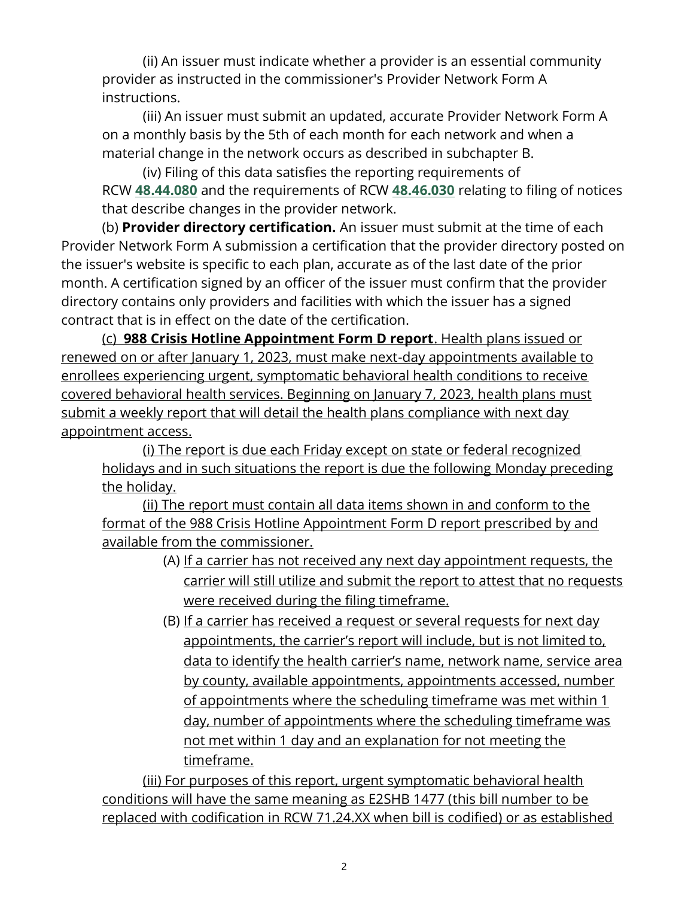(ii) An issuer must indicate whether a provider is an essential community provider as instructed in the commissioner's Provider Network Form A instructions.

(iii) An issuer must submit an updated, accurate Provider Network Form A on a monthly basis by the 5th of each month for each network and when a material change in the network occurs as described in subchapter B.

(iv) Filing of this data satisfies the reporting requirements of RCW **48.44.080** and the requirements of RCW **48.46.030** relating to filing of notices that describe changes in the provider network.

(b) **Provider directory certification.** An issuer must submit at the time of each Provider Network Form A submission a certification that the provider directory posted on the issuer's website is specific to each plan, accurate as of the last date of the prior month. A certification signed by an officer of the issuer must confirm that the provider directory contains only providers and facilities with which the issuer has a signed contract that is in effect on the date of the certification.

<u>(c) **988 Crisis Hotline Appointment Form D report**. Health plans issued or renewed on or after January 1, 2023, must make next-day appointments available to enrollees experiencing urgent, symptomatic behavioral health conditions to receive covered behavioral health services. Beginning on January 7, 2023, health plans must submit a weekly report that will detail the health plans compliance with next day appointment access.</u>

<u>(i) The report is due each Friday except on state or federal recognized holidays and in such situations the report is due the following Monday preceding the holiday.</u>

<u>(ii) The report must contain all data items shown in and conform to the format of the 988 Crisis Hotline Appointment Form D report prescribed by and available from the commissioner.</u>

(A) <u>If a carrier has not received any next day appointment requests, the carrier will still utilize and submit the report to attest that no requests were received during the filing timeframe.</u>

(B) <u>If a carrier has received a request or several requests for next day appointments, the carrier's report will include, but is not limited to, data to identify the health carrier's name, network name, service area by county, available appointments, appointments accessed, number of appointments where the scheduling timeframe was met within 1 day, number of appointments where the scheduling timeframe was not met within 1 day and an explanation for not meeting the timeframe.</u>

<u>(iii) For purposes of this report, urgent symptomatic behavioral health conditions will have the same meaning as E2SHB 1477 (this bill number to be replaced with codification in RCW 71.24.XX when bill is codified) or as established</u>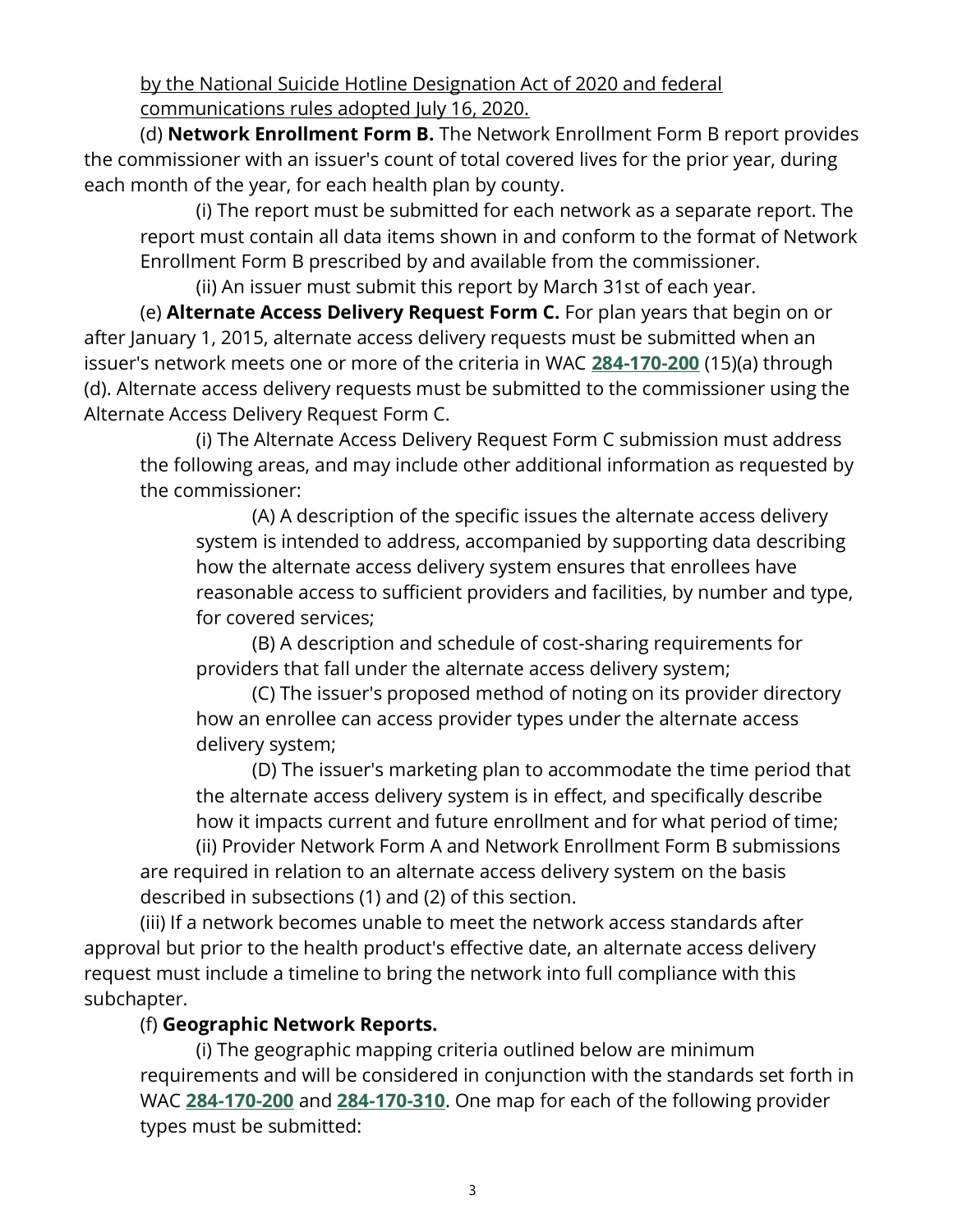by the National Suicide Hotline Designation Act of 2020 and federal communications rules adopted July 16, 2020.

(d) **Network Enrollment Form B.** The Network Enrollment Form B report provides the commissioner with an issuer's count of total covered lives for the prior year, during each month of the year, for each health plan by county.

(i) The report must be submitted for each network as a separate report. The report must contain all data items shown in and conform to the format of Network Enrollment Form B prescribed by and available from the commissioner.

(ii) An issuer must submit this report by March 31st of each year.

(e) **Alternate Access Delivery Request Form C.** For plan years that begin on or after January 1, 2015, alternate access delivery requests must be submitted when an issuer's network meets one or more of the criteria in WAC **284-170-200** (15)(a) through (d). Alternate access delivery requests must be submitted to the commissioner using the Alternate Access Delivery Request Form C.

(i) The Alternate Access Delivery Request Form C submission must address the following areas, and may include other additional information as requested by the commissioner:

(A) A description of the specific issues the alternate access delivery system is intended to address, accompanied by supporting data describing how the alternate access delivery system ensures that enrollees have reasonable access to sufficient providers and facilities, by number and type, for covered services;

(B) A description and schedule of cost-sharing requirements for providers that fall under the alternate access delivery system;

(C) The issuer's proposed method of noting on its provider directory how an enrollee can access provider types under the alternate access delivery system;

(D) The issuer's marketing plan to accommodate the time period that the alternate access delivery system is in effect, and specifically describe how it impacts current and future enrollment and for what period of time;

(ii) Provider Network Form A and Network Enrollment Form B submissions are required in relation to an alternate access delivery system on the basis described in subsections (1) and (2) of this section.

(iii) If a network becomes unable to meet the network access standards after approval but prior to the health product's effective date, an alternate access delivery request must include a timeline to bring the network into full compliance with this subchapter.

(f) **Geographic Network Reports.**

(i) The geographic mapping criteria outlined below are minimum requirements and will be considered in conjunction with the standards set forth in WAC **284-170-200** and **284-170-310**. One map for each of the following provider types must be submitted: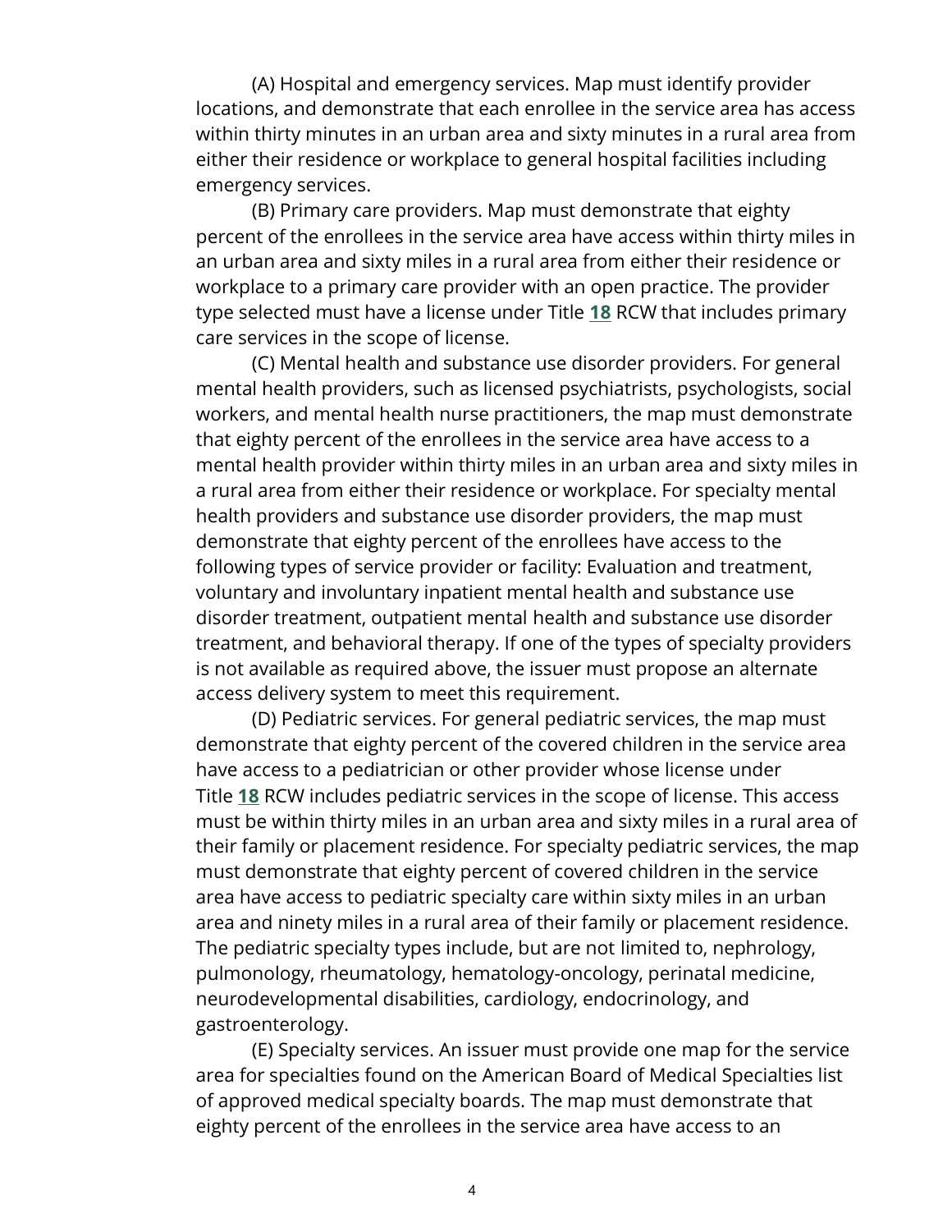(A) Hospital and emergency services. Map must identify provider locations, and demonstrate that each enrollee in the service area has access within thirty minutes in an urban area and sixty minutes in a rural area from either their residence or workplace to general hospital facilities including emergency services.

(B) Primary care providers. Map must demonstrate that eighty percent of the enrollees in the service area have access within thirty miles in an urban area and sixty miles in a rural area from either their residence or workplace to a primary care provider with an open practice. The provider type selected must have a license under Title **18** RCW that includes primary care services in the scope of license.

(C) Mental health and substance use disorder providers. For general mental health providers, such as licensed psychiatrists, psychologists, social workers, and mental health nurse practitioners, the map must demonstrate that eighty percent of the enrollees in the service area have access to a mental health provider within thirty miles in an urban area and sixty miles in a rural area from either their residence or workplace. For specialty mental health providers and substance use disorder providers, the map must demonstrate that eighty percent of the enrollees have access to the following types of service provider or facility: Evaluation and treatment, voluntary and involuntary inpatient mental health and substance use disorder treatment, outpatient mental health and substance use disorder treatment, and behavioral therapy. If one of the types of specialty providers is not available as required above, the issuer must propose an alternate access delivery system to meet this requirement.

(D) Pediatric services. For general pediatric services, the map must demonstrate that eighty percent of the covered children in the service area have access to a pediatrician or other provider whose license under Title **18** RCW includes pediatric services in the scope of license. This access must be within thirty miles in an urban area and sixty miles in a rural area of their family or placement residence. For specialty pediatric services, the map must demonstrate that eighty percent of covered children in the service area have access to pediatric specialty care within sixty miles in an urban area and ninety miles in a rural area of their family or placement residence. The pediatric specialty types include, but are not limited to, nephrology, pulmonology, rheumatology, hematology-oncology, perinatal medicine, neurodevelopmental disabilities, cardiology, endocrinology, and gastroenterology.

(E) Specialty services. An issuer must provide one map for the service area for specialties found on the American Board of Medical Specialties list of approved medical specialty boards. The map must demonstrate that eighty percent of the enrollees in the service area have access to an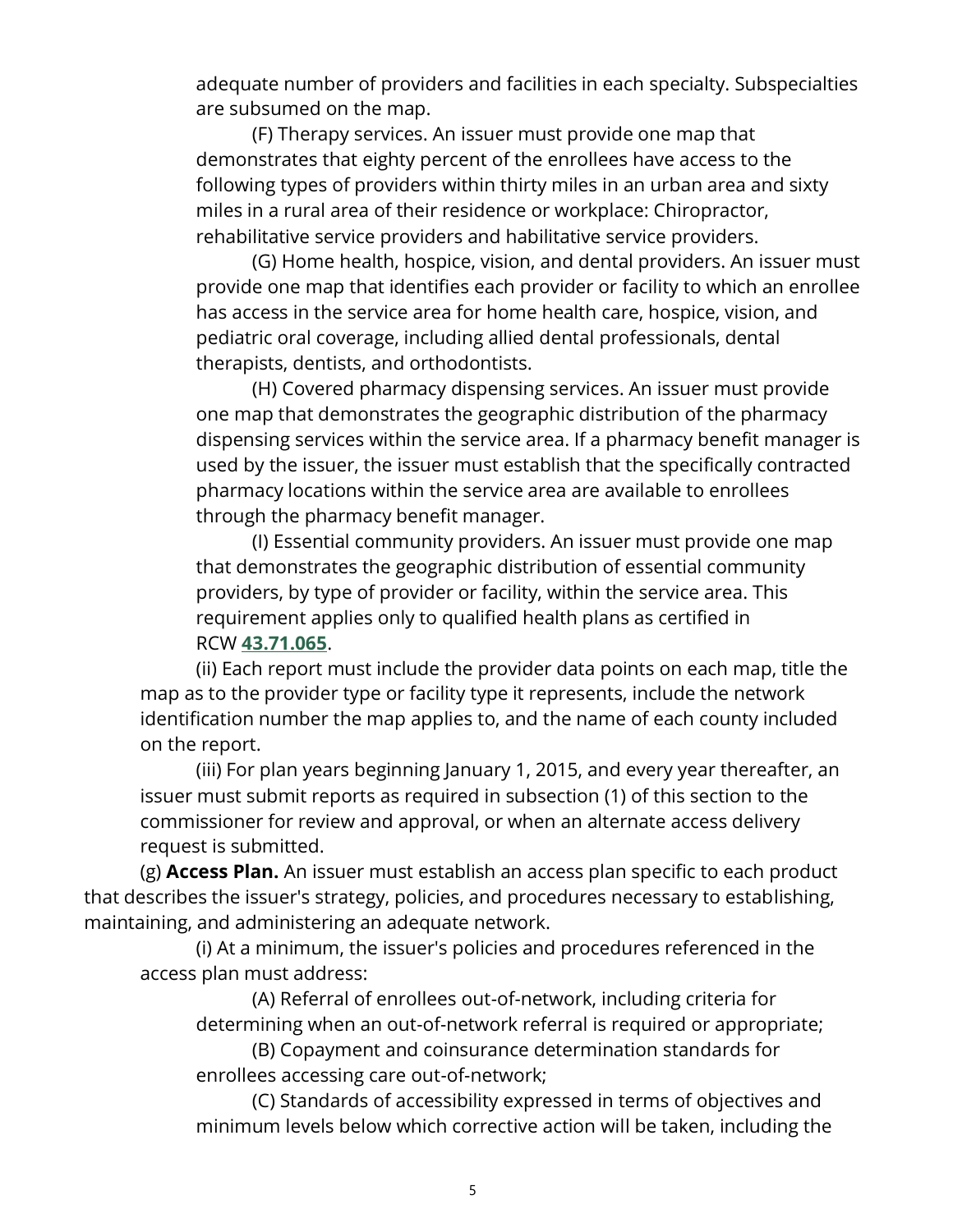adequate number of providers and facilities in each specialty. Subspecialties are subsumed on the map.

(F) Therapy services. An issuer must provide one map that demonstrates that eighty percent of the enrollees have access to the following types of providers within thirty miles in an urban area and sixty miles in a rural area of their residence or workplace: Chiropractor, rehabilitative service providers and habilitative service providers.

(G) Home health, hospice, vision, and dental providers. An issuer must provide one map that identifies each provider or facility to which an enrollee has access in the service area for home health care, hospice, vision, and pediatric oral coverage, including allied dental professionals, dental therapists, dentists, and orthodontists.

(H) Covered pharmacy dispensing services. An issuer must provide one map that demonstrates the geographic distribution of the pharmacy dispensing services within the service area. If a pharmacy benefit manager is used by the issuer, the issuer must establish that the specifically contracted pharmacy locations within the service area are available to enrollees through the pharmacy benefit manager.

(I) Essential community providers. An issuer must provide one map that demonstrates the geographic distribution of essential community providers, by type of provider or facility, within the service area. This requirement applies only to qualified health plans as certified in RCW **43.71.065**.

(ii) Each report must include the provider data points on each map, title the map as to the provider type or facility type it represents, include the network identification number the map applies to, and the name of each county included on the report.

(iii) For plan years beginning January 1, 2015, and every year thereafter, an issuer must submit reports as required in subsection (1) of this section to the commissioner for review and approval, or when an alternate access delivery request is submitted.

(g) **Access Plan.** An issuer must establish an access plan specific to each product that describes the issuer's strategy, policies, and procedures necessary to establishing, maintaining, and administering an adequate network.

(i) At a minimum, the issuer's policies and procedures referenced in the access plan must address:

(A) Referral of enrollees out-of-network, including criteria for determining when an out-of-network referral is required or appropriate;

(B) Copayment and coinsurance determination standards for enrollees accessing care out-of-network;

(C) Standards of accessibility expressed in terms of objectives and minimum levels below which corrective action will be taken, including the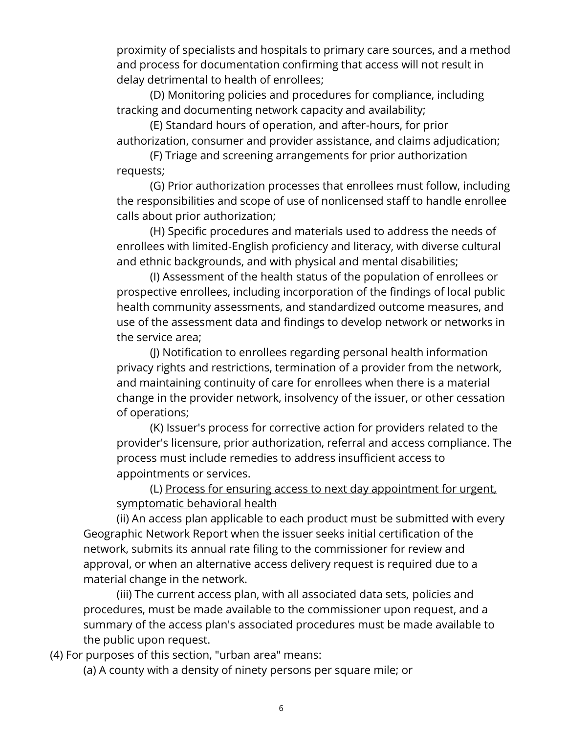proximity of specialists and hospitals to primary care sources, and a method and process for documentation confirming that access will not result in delay detrimental to health of enrollees;

(D) Monitoring policies and procedures for compliance, including tracking and documenting network capacity and availability;

(E) Standard hours of operation, and after-hours, for prior authorization, consumer and provider assistance, and claims adjudication;

(F) Triage and screening arrangements for prior authorization requests;

(G) Prior authorization processes that enrollees must follow, including the responsibilities and scope of use of nonlicensed staff to handle enrollee calls about prior authorization;

(H) Specific procedures and materials used to address the needs of enrollees with limited-English proficiency and literacy, with diverse cultural and ethnic backgrounds, and with physical and mental disabilities;

(I) Assessment of the health status of the population of enrollees or prospective enrollees, including incorporation of the findings of local public health community assessments, and standardized outcome measures, and use of the assessment data and findings to develop network or networks in the service area;

(J) Notification to enrollees regarding personal health information privacy rights and restrictions, termination of a provider from the network, and maintaining continuity of care for enrollees when there is a material change in the provider network, insolvency of the issuer, or other cessation of operations;

(K) Issuer's process for corrective action for providers related to the provider's licensure, prior authorization, referral and access compliance. The process must include remedies to address insufficient access to appointments or services.

(L) <u>Process for ensuring access to next day appointment for urgent, symptomatic behavioral health</u>

(ii) An access plan applicable to each product must be submitted with every Geographic Network Report when the issuer seeks initial certification of the network, submits its annual rate filing to the commissioner for review and approval, or when an alternative access delivery request is required due to a material change in the network.

(iii) The current access plan, with all associated data sets, policies and procedures, must be made available to the commissioner upon request, and a summary of the access plan's associated procedures must be made available to the public upon request.

(4) For purposes of this section, "urban area" means:

(a) A county with a density of ninety persons per square mile; or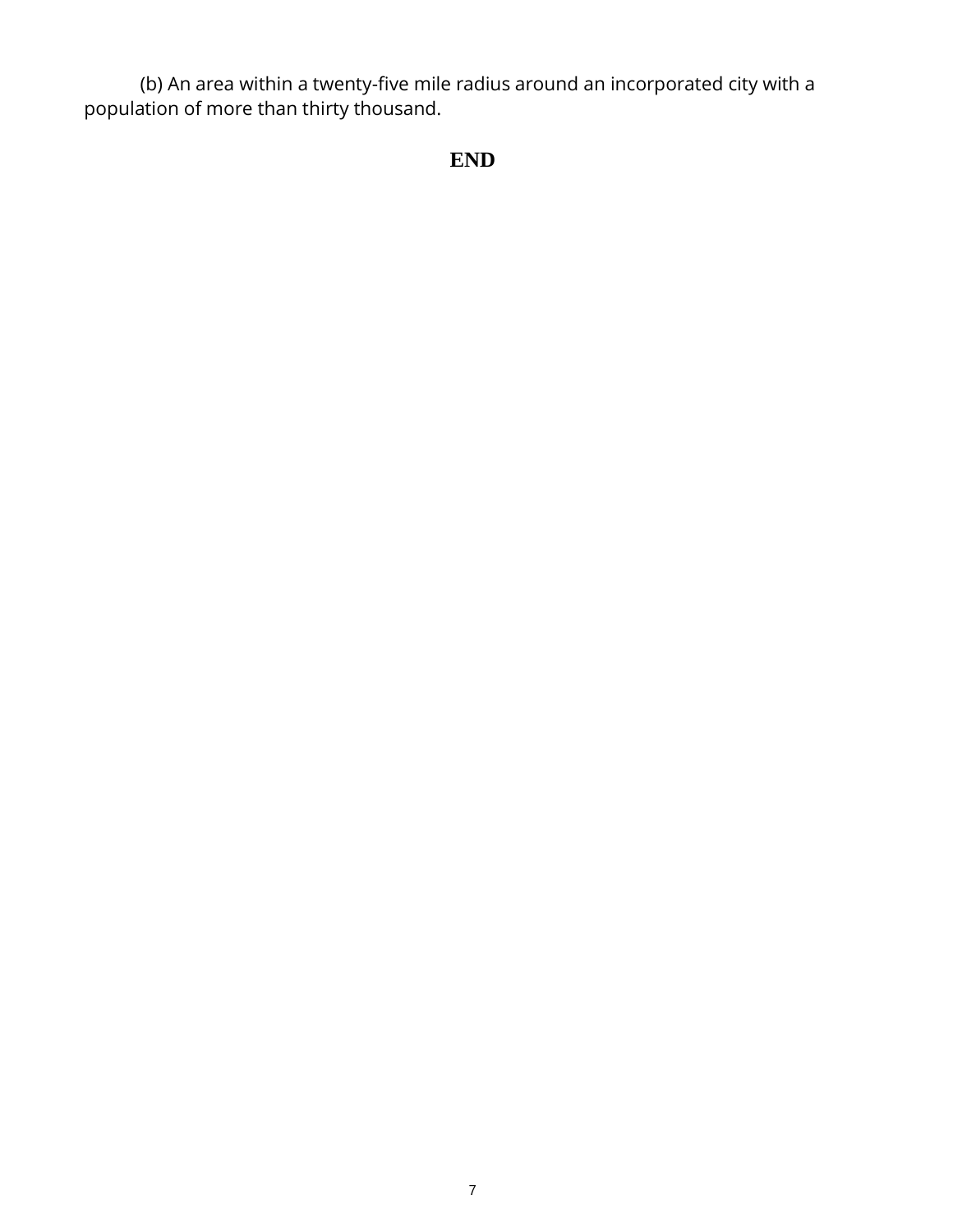(b) An area within a twenty-five mile radius around an incorporated city with a population of more than thirty thousand.

**END**